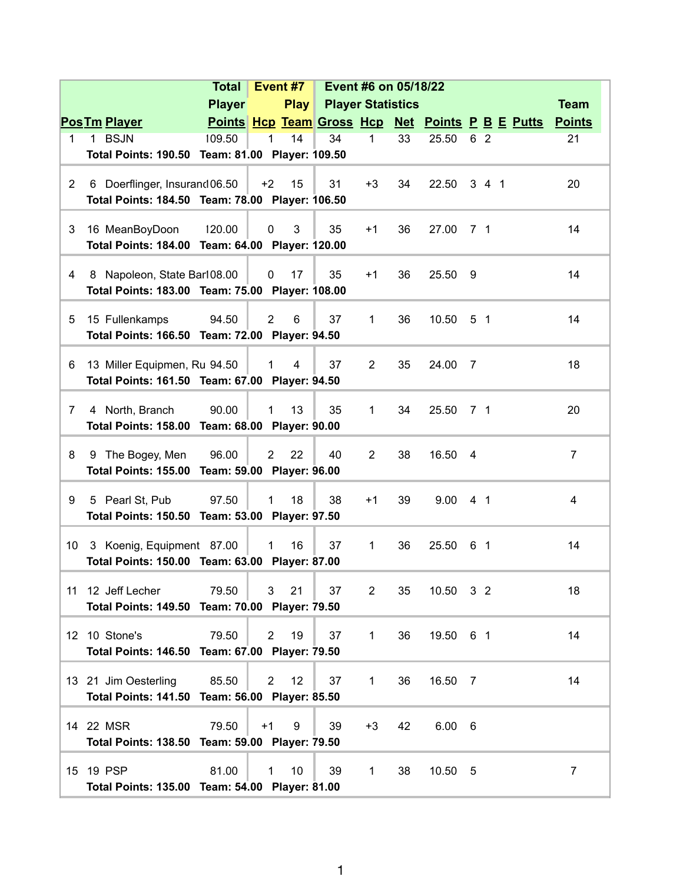| Pos | Tm | Player | Total Player Points | Event #7 Hcp | Event #7 Play Team | Event #6 on 05/18/22 Player Statistics Gross | Hcp | Net | Points | P | B | E | Putts | Team Points |
|---|---|---|---|---|---|---|---|---|---|---|---|---|---|---|
| 1 | 1 | BSJN | 109.50 | 1 | 14 | 34 | 1 | 33 | 25.50 | 6 | 2 | | | 21 |
| | | **Total Points: 190.50 Team: 81.00 Player: 109.50** | | | | | | | | | | | | |
| 2 | 6 | Doerflinger, Insurand | 106.50 | +2 | 15 | 31 | +3 | 34 | 22.50 | 3 | 4 | 1 | | 20 |
| | | **Total Points: 184.50 Team: 78.00 Player: 106.50** | | | | | | | | | | | | |
| 3 | 16 | MeanBoyDoon | 120.00 | 0 | 3 | 35 | +1 | 36 | 27.00 | 7 | 1 | | | 14 |
| | | **Total Points: 184.00 Team: 64.00 Player: 120.00** | | | | | | | | | | | | |
| 4 | 8 | Napoleon, State Bar | 108.00 | 0 | 17 | 35 | +1 | 36 | 25.50 | 9 | | | | 14 |
| | | **Total Points: 183.00 Team: 75.00 Player: 108.00** | | | | | | | | | | | | |
| 5 | 15 | Fullenkamps | 94.50 | 2 | 6 | 37 | 1 | 36 | 10.50 | 5 | 1 | | | 14 |
| | | **Total Points: 166.50 Team: 72.00 Player: 94.50** | | | | | | | | | | | | |
| 6 | 13 | Miller Equipmen, Ru | 94.50 | 1 | 4 | 37 | 2 | 35 | 24.00 | 7 | | | | 18 |
| | | **Total Points: 161.50 Team: 67.00 Player: 94.50** | | | | | | | | | | | | |
| 7 | 4 | North, Branch | 90.00 | 1 | 13 | 35 | 1 | 34 | 25.50 | 7 | 1 | | | 20 |
| | | **Total Points: 158.00 Team: 68.00 Player: 90.00** | | | | | | | | | | | | |
| 8 | 9 | The Bogey, Men | 96.00 | 2 | 22 | 40 | 2 | 38 | 16.50 | 4 | | | | 7 |
| | | **Total Points: 155.00 Team: 59.00 Player: 96.00** | | | | | | | | | | | | |
| 9 | 5 | Pearl St, Pub | 97.50 | 1 | 18 | 38 | +1 | 39 | 9.00 | 4 | 1 | | | 4 |
| | | **Total Points: 150.50 Team: 53.00 Player: 97.50** | | | | | | | | | | | | |
| 10 | 3 | Koenig, Equipment | 87.00 | 1 | 16 | 37 | 1 | 36 | 25.50 | 6 | 1 | | | 14 |
| | | **Total Points: 150.00 Team: 63.00 Player: 87.00** | | | | | | | | | | | | |
| 11 | 12 | Jeff Lecher | 79.50 | 3 | 21 | 37 | 2 | 35 | 10.50 | 3 | 2 | | | 18 |
| | | **Total Points: 149.50 Team: 70.00 Player: 79.50** | | | | | | | | | | | | |
| 12 | 10 | Stone's | 79.50 | 2 | 19 | 37 | 1 | 36 | 19.50 | 6 | 1 | | | 14 |
| | | **Total Points: 146.50 Team: 67.00 Player: 79.50** | | | | | | | | | | | | |
| 13 | 21 | Jim Oesterling | 85.50 | 2 | 12 | 37 | 1 | 36 | 16.50 | 7 | | | | 14 |
| | | **Total Points: 141.50 Team: 56.00 Player: 85.50** | | | | | | | | | | | | |
| 14 | 22 | MSR | 79.50 | +1 | 9 | 39 | +3 | 42 | 6.00 | 6 | | | | |
| | | **Total Points: 138.50 Team: 59.00 Player: 79.50** | | | | | | | | | | | | |
| 15 | 19 | PSP | 81.00 | 1 | 10 | 39 | 1 | 38 | 10.50 | 5 | | | | 7 |
| | | **Total Points: 135.00 Team: 54.00 Player: 81.00** | | | | | | | | | | | | |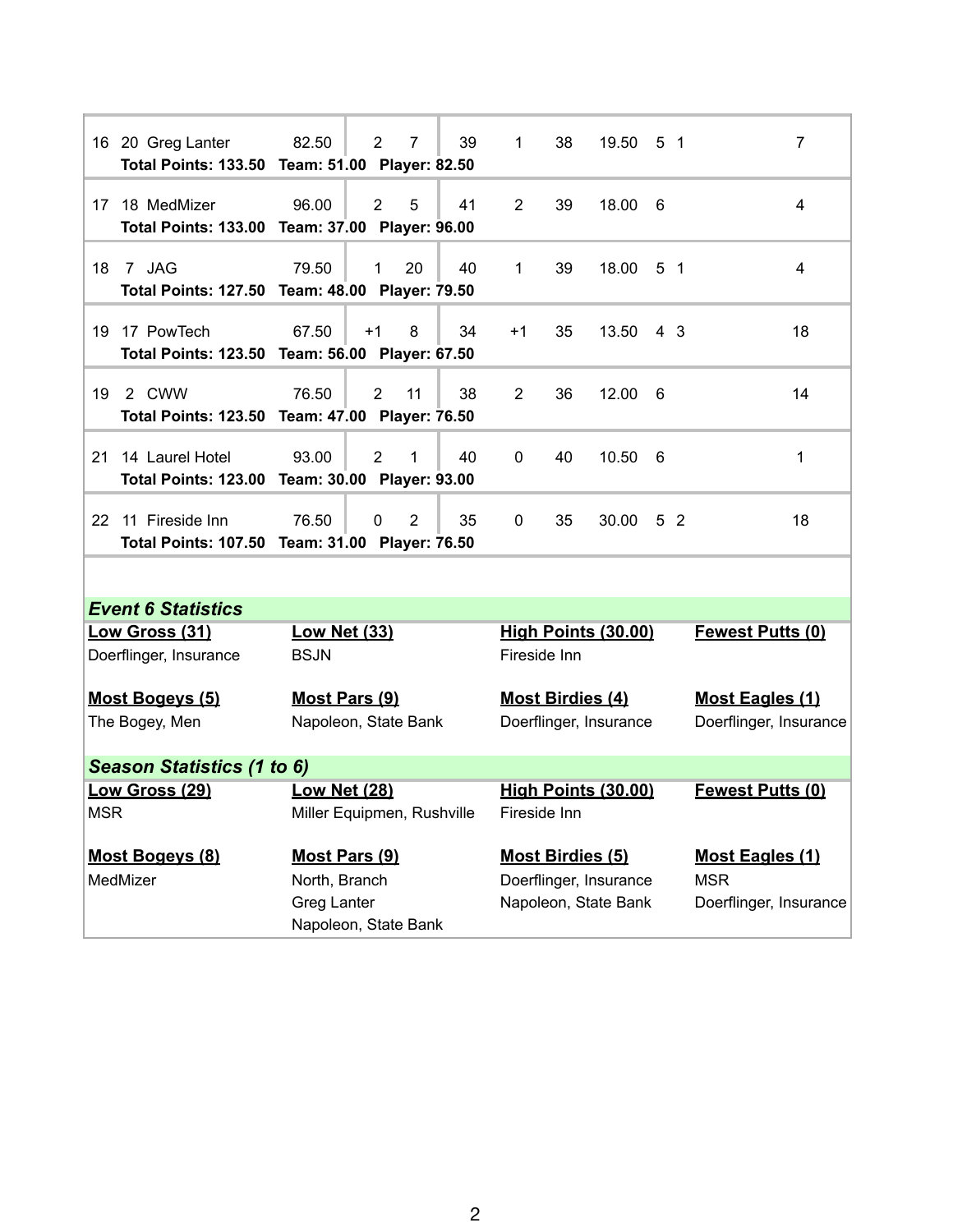| | | | | | | | | | | | | |
|---|---|---|---|---|---|---|---|---|---|---|---|---|
| 16 | 20 Greg Lanter | 82.50 | 2 | 7 | 39 | 1 | 38 | 19.50 | 5 | 1 | | 7 |
| | **Total Points: 133.50 Team: 51.00 Player: 82.50** | | | | | | | | | | | |
| 17 | 18 MedMizer | 96.00 | 2 | 5 | 41 | 2 | 39 | 18.00 | 6 | | | 4 |
| | **Total Points: 133.00 Team: 37.00 Player: 96.00** | | | | | | | | | | | |
| 18 | 7 JAG | 79.50 | 1 | 20 | 40 | 1 | 39 | 18.00 | 5 | 1 | | 4 |
| | **Total Points: 127.50 Team: 48.00 Player: 79.50** | | | | | | | | | | | |
| 19 | 17 PowTech | 67.50 | +1 | 8 | 34 | +1 | 35 | 13.50 | 4 | 3 | | 18 |
| | **Total Points: 123.50 Team: 56.00 Player: 67.50** | | | | | | | | | | | |
| 19 | 2 CWW | 76.50 | 2 | 11 | 38 | 2 | 36 | 12.00 | 6 | | | 14 |
| | **Total Points: 123.50 Team: 47.00 Player: 76.50** | | | | | | | | | | | |
| 21 | 14 Laurel Hotel | 93.00 | 2 | 1 | 40 | 0 | 40 | 10.50 | 6 | | | 1 |
| | **Total Points: 123.00 Team: 30.00 Player: 93.00** | | | | | | | | | | | |
| 22 | 11 Fireside Inn | 76.50 | 0 | 2 | 35 | 0 | 35 | 30.00 | 5 | 2 | | 18 |
| | **Total Points: 107.50 Team: 31.00 Player: 76.50** | | | | | | | | | | | |

### *Event 6 Statistics*

| **Low Gross (31)** | **Low Net (33)** | **High Points (30.00)** | **Fewest Putts (0)** |
|---|---|---|---|
| Doerflinger, Insurance | BSJN | Fireside Inn | |
| **Most Bogeys (5)** | **Most Pars (9)** | **Most Birdies (4)** | **Most Eagles (1)** |
| The Bogey, Men | Napoleon, State Bank | Doerflinger, Insurance | Doerflinger, Insurance |

### *Season Statistics (1 to 6)*

| **Low Gross (29)** | **Low Net (28)** | **High Points (30.00)** | **Fewest Putts (0)** |
|---|---|---|---|
| MSR | Miller Equipmen, Rushville | Fireside Inn | |
| **Most Bogeys (8)** | **Most Pars (9)** | **Most Birdies (5)** | **Most Eagles (1)** |
| MedMizer | North, Branch | Doerflinger, Insurance | MSR |
| | Greg Lanter | Napoleon, State Bank | Doerflinger, Insurance |
| | Napoleon, State Bank | | |